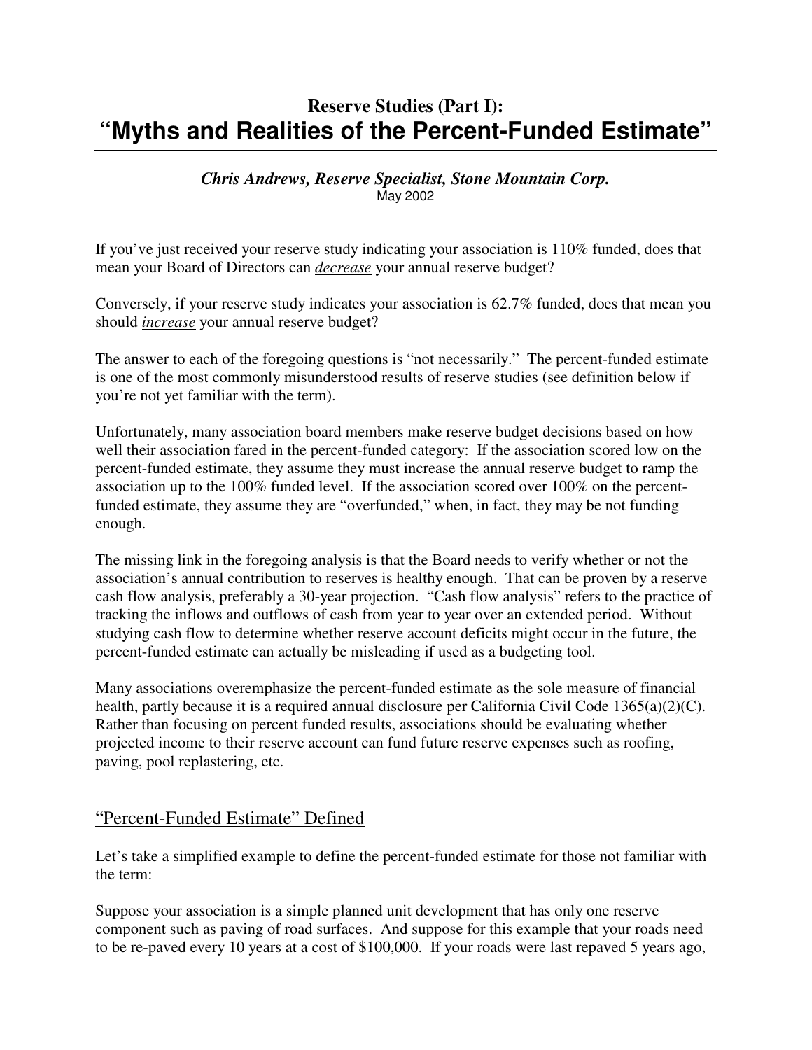**Reserve Studies (Part I):**

# "Myths and Realities of the Percent-Funded Estimate"

***Chris Andrews, Reserve Specialist, Stone Mountain Corp.***
May 2002

If you've just received your reserve study indicating your association is 110% funded, does that mean your Board of Directors can ***decrease*** your annual reserve budget?

Conversely, if your reserve study indicates your association is 62.7% funded, does that mean you should ***increase*** your annual reserve budget?

The answer to each of the foregoing questions is "not necessarily." The percent-funded estimate is one of the most commonly misunderstood results of reserve studies (see definition below if you're not yet familiar with the term).

Unfortunately, many association board members make reserve budget decisions based on how well their association fared in the percent-funded category: If the association scored low on the percent-funded estimate, they assume they must increase the annual reserve budget to ramp the association up to the 100% funded level. If the association scored over 100% on the percent-funded estimate, they assume they are "overfunded," when, in fact, they may be not funding enough.

The missing link in the foregoing analysis is that the Board needs to verify whether or not the association's annual contribution to reserves is healthy enough. That can be proven by a reserve cash flow analysis, preferably a 30-year projection. "Cash flow analysis" refers to the practice of tracking the inflows and outflows of cash from year to year over an extended period. Without studying cash flow to determine whether reserve account deficits might occur in the future, the percent-funded estimate can actually be misleading if used as a budgeting tool.

Many associations overemphasize the percent-funded estimate as the sole measure of financial health, partly because it is a required annual disclosure per California Civil Code 1365(a)(2)(C). Rather than focusing on percent funded results, associations should be evaluating whether projected income to their reserve account can fund future reserve expenses such as roofing, paving, pool replastering, etc.

## "Percent-Funded Estimate" Defined

Let's take a simplified example to define the percent-funded estimate for those not familiar with the term:

Suppose your association is a simple planned unit development that has only one reserve component such as paving of road surfaces. And suppose for this example that your roads need to be re-paved every 10 years at a cost of $100,000. If your roads were last repaved 5 years ago,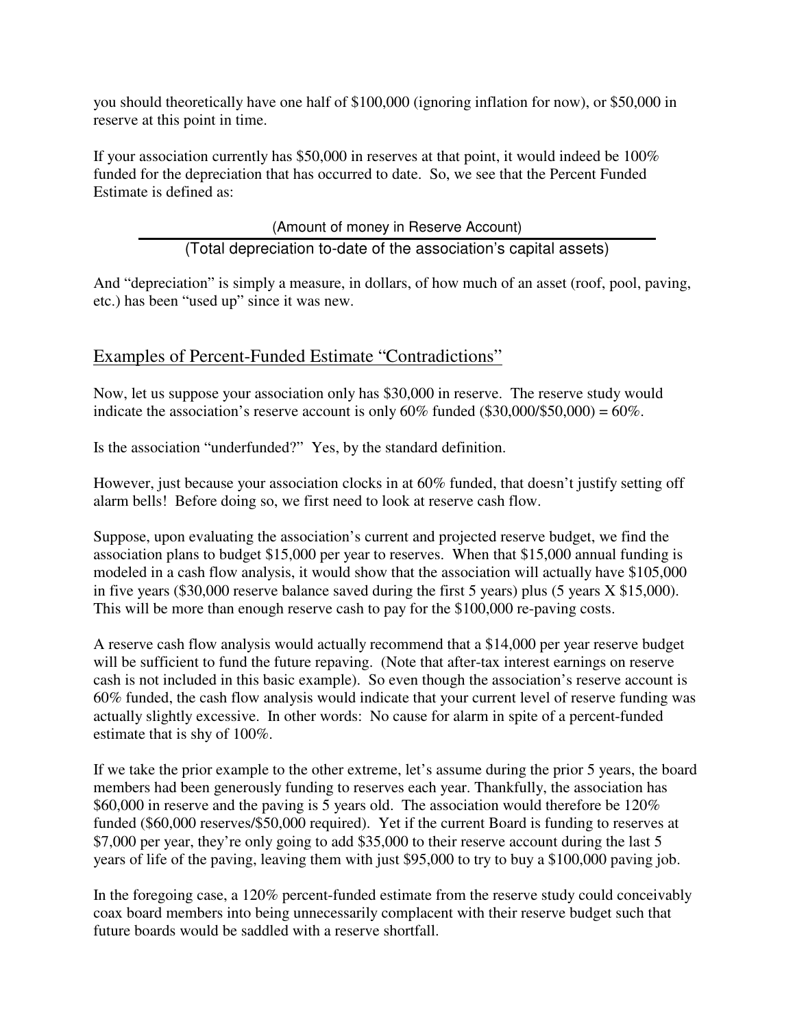you should theoretically have one half of $100,000 (ignoring inflation for now), or $50,000 in reserve at this point in time.

If your association currently has $50,000 in reserves at that point, it would indeed be 100% funded for the depreciation that has occurred to date. So, we see that the Percent Funded Estimate is defined as:

$$\frac{\text{(Amount of money in Reserve Account)}}{\text{(Total depreciation to-date of the association's capital assets)}}$$

And "depreciation" is simply a measure, in dollars, of how much of an asset (roof, pool, paving, etc.) has been "used up" since it was new.

## Examples of Percent-Funded Estimate "Contradictions"

Now, let us suppose your association only has $30,000 in reserve. The reserve study would indicate the association's reserve account is only 60% funded ($30,000/$50,000) = 60%.

Is the association "underfunded?" Yes, by the standard definition.

However, just because your association clocks in at 60% funded, that doesn't justify setting off alarm bells! Before doing so, we first need to look at reserve cash flow.

Suppose, upon evaluating the association's current and projected reserve budget, we find the association plans to budget $15,000 per year to reserves. When that $15,000 annual funding is modeled in a cash flow analysis, it would show that the association will actually have $105,000 in five years ($30,000 reserve balance saved during the first 5 years) plus (5 years X $15,000). This will be more than enough reserve cash to pay for the $100,000 re-paving costs.

A reserve cash flow analysis would actually recommend that a $14,000 per year reserve budget will be sufficient to fund the future repaving. (Note that after-tax interest earnings on reserve cash is not included in this basic example). So even though the association's reserve account is 60% funded, the cash flow analysis would indicate that your current level of reserve funding was actually slightly excessive. In other words: No cause for alarm in spite of a percent-funded estimate that is shy of 100%.

If we take the prior example to the other extreme, let's assume during the prior 5 years, the board members had been generously funding to reserves each year. Thankfully, the association has $60,000 in reserve and the paving is 5 years old. The association would therefore be 120% funded ($60,000 reserves/$50,000 required). Yet if the current Board is funding to reserves at $7,000 per year, they're only going to add $35,000 to their reserve account during the last 5 years of life of the paving, leaving them with just $95,000 to try to buy a $100,000 paving job.

In the foregoing case, a 120% percent-funded estimate from the reserve study could conceivably coax board members into being unnecessarily complacent with their reserve budget such that future boards would be saddled with a reserve shortfall.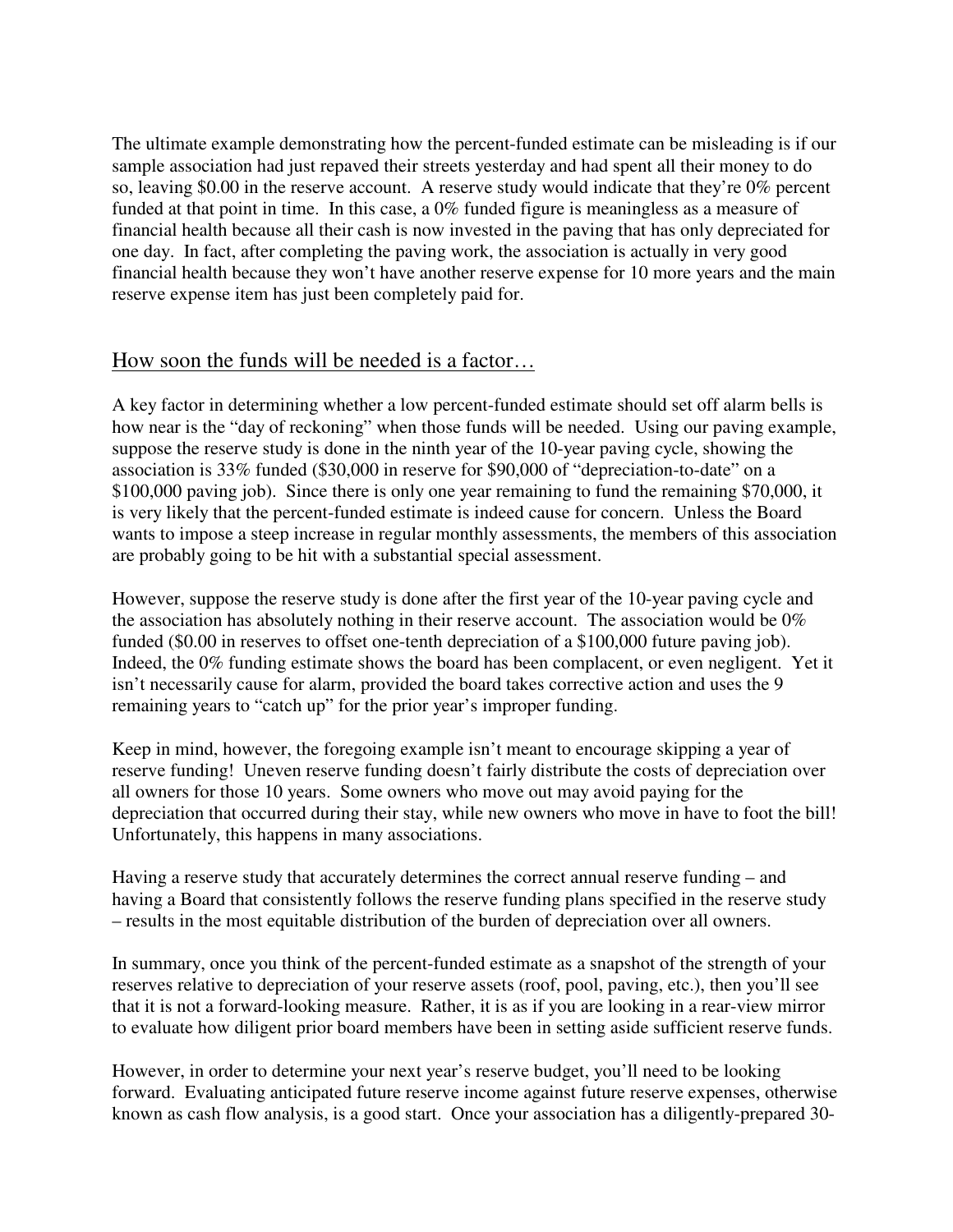The ultimate example demonstrating how the percent-funded estimate can be misleading is if our sample association had just repaved their streets yesterday and had spent all their money to do so, leaving $0.00 in the reserve account. A reserve study would indicate that they're 0% percent funded at that point in time. In this case, a 0% funded figure is meaningless as a measure of financial health because all their cash is now invested in the paving that has only depreciated for one day. In fact, after completing the paving work, the association is actually in very good financial health because they won't have another reserve expense for 10 more years and the main reserve expense item has just been completely paid for.

## How soon the funds will be needed is a factor…

A key factor in determining whether a low percent-funded estimate should set off alarm bells is how near is the "day of reckoning" when those funds will be needed. Using our paving example, suppose the reserve study is done in the ninth year of the 10-year paving cycle, showing the association is 33% funded ($30,000 in reserve for $90,000 of "depreciation-to-date" on a $100,000 paving job). Since there is only one year remaining to fund the remaining $70,000, it is very likely that the percent-funded estimate is indeed cause for concern. Unless the Board wants to impose a steep increase in regular monthly assessments, the members of this association are probably going to be hit with a substantial special assessment.

However, suppose the reserve study is done after the first year of the 10-year paving cycle and the association has absolutely nothing in their reserve account. The association would be 0% funded ($0.00 in reserves to offset one-tenth depreciation of a $100,000 future paving job). Indeed, the 0% funding estimate shows the board has been complacent, or even negligent. Yet it isn't necessarily cause for alarm, provided the board takes corrective action and uses the 9 remaining years to "catch up" for the prior year's improper funding.

Keep in mind, however, the foregoing example isn't meant to encourage skipping a year of reserve funding! Uneven reserve funding doesn't fairly distribute the costs of depreciation over all owners for those 10 years. Some owners who move out may avoid paying for the depreciation that occurred during their stay, while new owners who move in have to foot the bill! Unfortunately, this happens in many associations.

Having a reserve study that accurately determines the correct annual reserve funding – and having a Board that consistently follows the reserve funding plans specified in the reserve study – results in the most equitable distribution of the burden of depreciation over all owners.

In summary, once you think of the percent-funded estimate as a snapshot of the strength of your reserves relative to depreciation of your reserve assets (roof, pool, paving, etc.), then you'll see that it is not a forward-looking measure. Rather, it is as if you are looking in a rear-view mirror to evaluate how diligent prior board members have been in setting aside sufficient reserve funds.

However, in order to determine your next year's reserve budget, you'll need to be looking forward. Evaluating anticipated future reserve income against future reserve expenses, otherwise known as cash flow analysis, is a good start. Once your association has a diligently-prepared 30-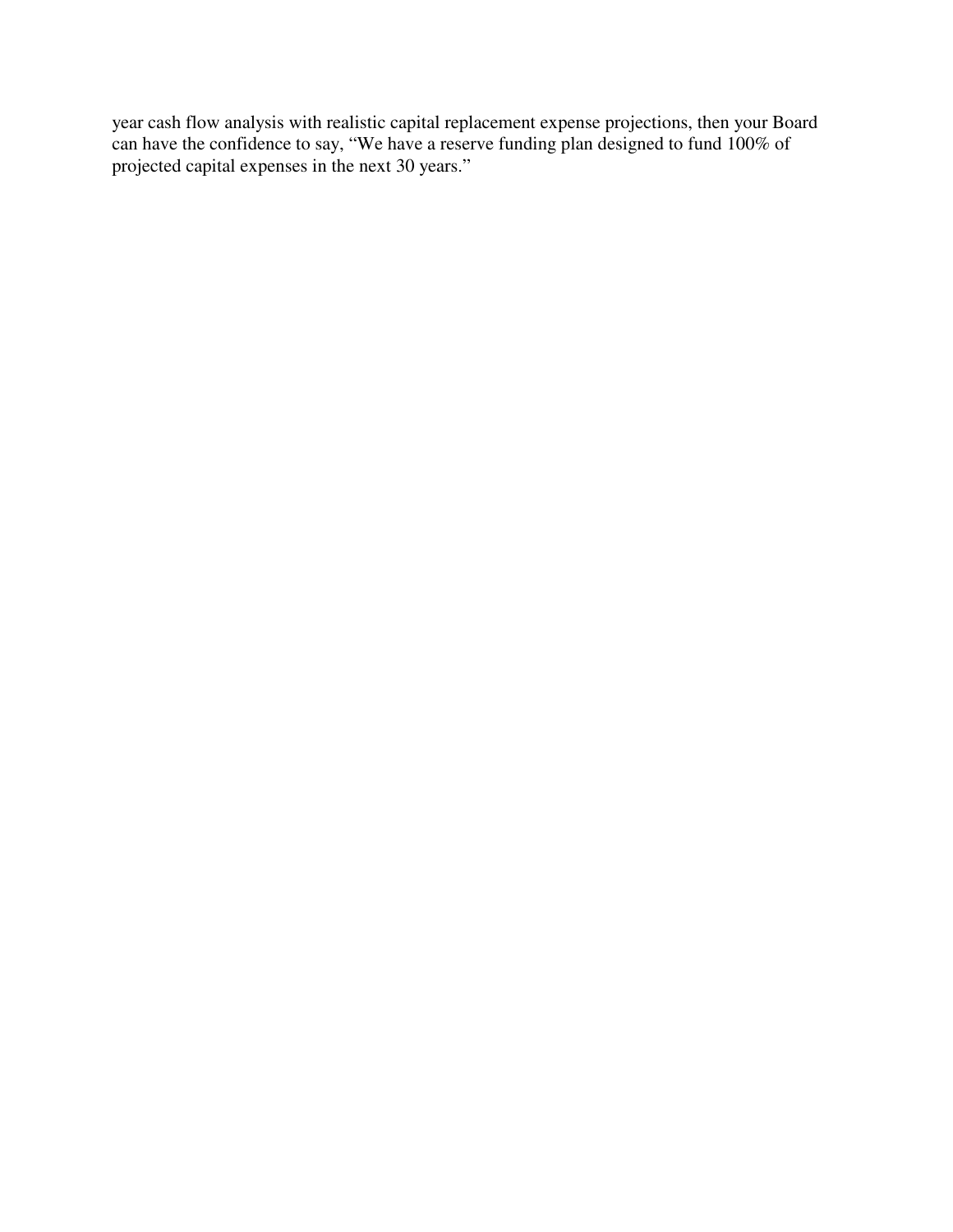year cash flow analysis with realistic capital replacement expense projections, then your Board can have the confidence to say, "We have a reserve funding plan designed to fund 100% of projected capital expenses in the next 30 years."